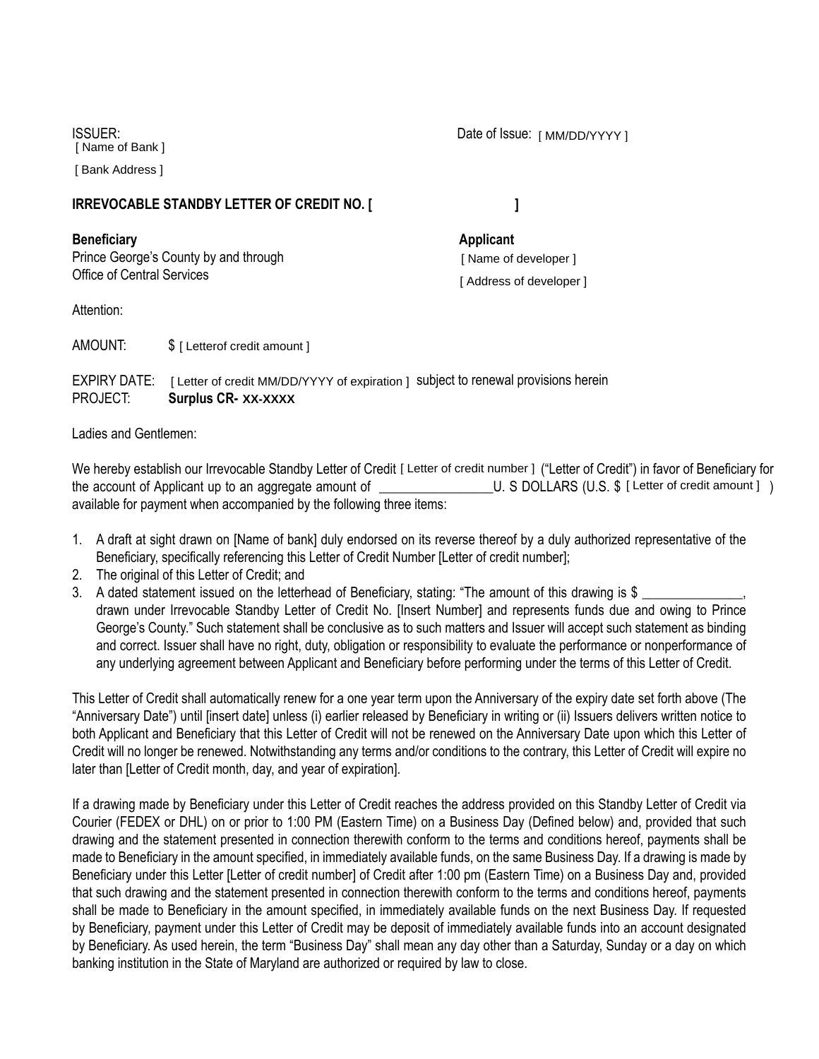ISSUER:
[ Name of Bank ]

[ Bank Address ]

Date of Issue: [ MM/DD/YYYY ]

**IRREVOCABLE STANDBY LETTER OF CREDIT NO. [ ]**

**Beneficiary**
Prince George's County by and through
Office of Central Services

**Applicant**
[ Name of developer ]
[ Address of developer ]

Attention:

AMOUNT: $ [ Letterof credit amount ]

EXPIRY DATE: [ Letter of credit MM/DD/YYYY of expiration ] subject to renewal provisions herein
PROJECT: **Surplus CR- XX-XXXX**

Ladies and Gentlemen:

We hereby establish our Irrevocable Standby Letter of Credit [ Letter of credit number ] ("Letter of Credit") in favor of Beneficiary for the account of Applicant up to an aggregate amount of ________________U. S DOLLARS (U.S. $ [ Letter of credit amount ] ) available for payment when accompanied by the following three items:

1. A draft at sight drawn on [Name of bank] duly endorsed on its reverse thereof by a duly authorized representative of the Beneficiary, specifically referencing this Letter of Credit Number [Letter of credit number];
2. The original of this Letter of Credit; and
3. A dated statement issued on the letterhead of Beneficiary, stating: "The amount of this drawing is $ ______________, drawn under Irrevocable Standby Letter of Credit No. [Insert Number] and represents funds due and owing to Prince George's County." Such statement shall be conclusive as to such matters and Issuer will accept such statement as binding and correct. Issuer shall have no right, duty, obligation or responsibility to evaluate the performance or nonperformance of any underlying agreement between Applicant and Beneficiary before performing under the terms of this Letter of Credit.

This Letter of Credit shall automatically renew for a one year term upon the Anniversary of the expiry date set forth above (The "Anniversary Date") until [insert date] unless (i) earlier released by Beneficiary in writing or (ii) Issuers delivers written notice to both Applicant and Beneficiary that this Letter of Credit will not be renewed on the Anniversary Date upon which this Letter of Credit will no longer be renewed. Notwithstanding any terms and/or conditions to the contrary, this Letter of Credit will expire no later than [Letter of Credit month, day, and year of expiration].

If a drawing made by Beneficiary under this Letter of Credit reaches the address provided on this Standby Letter of Credit via Courier (FEDEX or DHL) on or prior to 1:00 PM (Eastern Time) on a Business Day (Defined below) and, provided that such drawing and the statement presented in connection therewith conform to the terms and conditions hereof, payments shall be made to Beneficiary in the amount specified, in immediately available funds, on the same Business Day. If a drawing is made by Beneficiary under this Letter [Letter of credit number] of Credit after 1:00 pm (Eastern Time) on a Business Day and, provided that such drawing and the statement presented in connection therewith conform to the terms and conditions hereof, payments shall be made to Beneficiary in the amount specified, in immediately available funds on the next Business Day. If requested by Beneficiary, payment under this Letter of Credit may be deposit of immediately available funds into an account designated by Beneficiary. As used herein, the term "Business Day" shall mean any day other than a Saturday, Sunday or a day on which banking institution in the State of Maryland are authorized or required by law to close.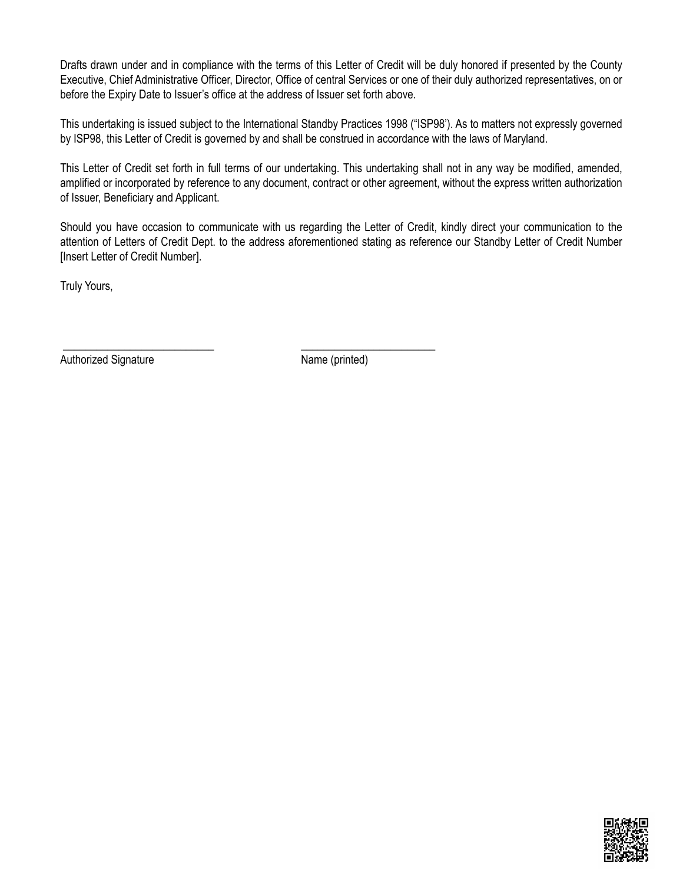Drafts drawn under and in compliance with the terms of this Letter of Credit will be duly honored if presented by the County Executive, Chief Administrative Officer, Director, Office of central Services or one of their duly authorized representatives, on or before the Expiry Date to Issuer's office at the address of Issuer set forth above.

This undertaking is issued subject to the International Standby Practices 1998 ("ISP98'). As to matters not expressly governed by ISP98, this Letter of Credit is governed by and shall be construed in accordance with the laws of Maryland.

This Letter of Credit set forth in full terms of our undertaking. This undertaking shall not in any way be modified, amended, amplified or incorporated by reference to any document, contract or other agreement, without the express written authorization of Issuer, Beneficiary and Applicant.

Should you have occasion to communicate with us regarding the Letter of Credit, kindly direct your communication to the attention of Letters of Credit Dept. to the address aforementioned stating as reference our Standby Letter of Credit Number [Insert Letter of Credit Number].

Truly Yours,

\_\_\_\_\_\_\_\_\_\_\_\_\_\_\_\_\_\_\_\_\_\_\_\_\_\_\_\_ \_\_\_\_\_\_\_\_\_\_\_\_\_\_\_\_\_\_\_\_\_\_\_\_\_\_

Authorized Signature Name (printed)